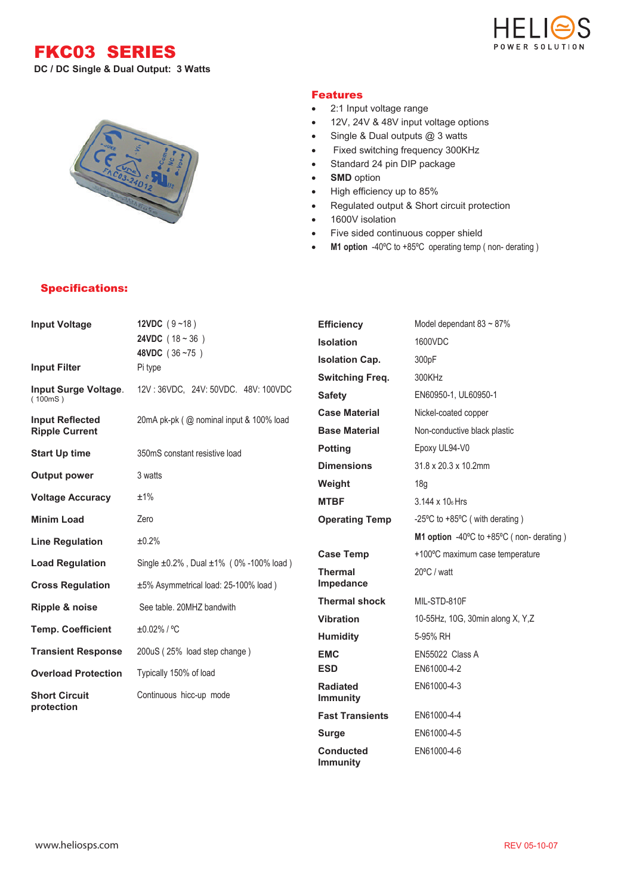# FKC03 SERIES

**DC / DC Single & Dual Output: 3 Watts**

## Features

- 2:1 Input voltage range
- 12V, 24V & 48V input voltage options
- Single & Dual outputs @ 3 watts
- Fixed switching frequency 300KHz
- Standard 24 pin DIP package
- **SMD** option
- High efficiency up to 85%
- Regulated output & Short circuit protection
- 1600V isolation
- Five sided continuous copper shield
- **M1 option** -40ºC to +85ºC operating temp ( non- derating )

## Specifications:

| | |
|---|---|
| **Input Voltage** | **12VDC** ( 9 ~18 )<br>**24VDC** ( 18 ~ 36 )<br>**48VDC** ( 36 ~75 ) |
| **Input Filter** | Pi type |
| **Input Surge Voltage.** ( 100mS ) | 12V : 36VDC, 24V: 50VDC. 48V: 100VDC |
| **Input Reflected Ripple Current** | 20mA pk-pk ( @ nominal input & 100% load |
| **Start Up time** | 350mS constant resistive load |
| **Output power** | 3 watts |
| **Voltage Accuracy** | ±1% |
| **Minim Load** | Zero |
| **Line Regulation** | ±0.2% |
| **Load Regulation** | Single ±0.2% , Dual ±1% ( 0% -100% load ) |
| **Cross Regulation** | ±5% Asymmetrical load: 25-100% load ) |
| **Ripple & noise** | See table. 20MHZ bandwith |
| **Temp. Coefficient** | ±0.02% / ºC |
| **Transient Response** | 200uS ( 25% load step change ) |
| **Overload Protection** | Typically 150% of load |
| **Short Circuit protection** | Continuous hicc-up mode |

| | |
|---|---|
| **Efficiency** | Model dependant 83 ~ 87% |
| **Isolation** | 1600VDC |
| **Isolation Cap.** | 300pF |
| **Switching Freq.** | 300KHz |
| **Safety** | EN60950-1, UL60950-1 |
| **Case Material** | Nickel-coated copper |
| **Base Material** | Non-conductive black plastic |
| **Potting** | Epoxy UL94-V0 |
| **Dimensions** | 31.8 x 20.3 x 10.2mm |
| **Weight** | 18g |
| **MTBF** | $3.144 \times 10^{6}$ Hrs |
| **Operating Temp** | -25ºC to +85ºC ( with derating )<br>**M1 option** -40ºC to +85ºC ( non- derating ) |
| **Case Temp** | +100ºC maximum case temperature |
| **Thermal Impedance** | 20ºC / watt |
| **Thermal shock** | MIL-STD-810F |
| **Vibration** | 10-55Hz, 10G, 30min along X, Y,Z |
| **Humidity** | 5-95% RH |
| **EMC** | EN55022 Class A |
| **ESD** | EN61000-4-2 |
| **Radiated Immunity** | EN61000-4-3 |
| **Fast Transients** | EN61000-4-4 |
| **Surge** | EN61000-4-5 |
| **Conducted Immunity** | EN61000-4-6 |

www.heliosps.com

REV 05-10-07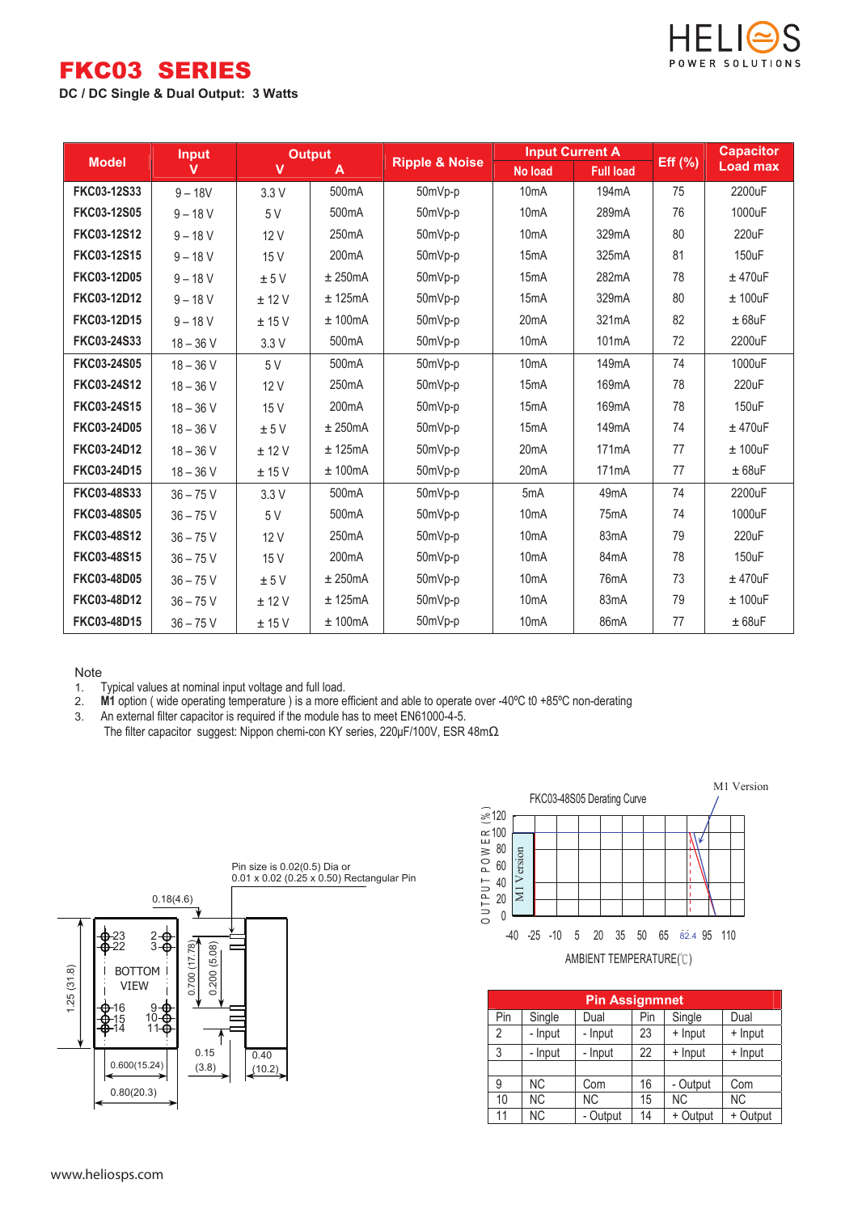# FKC03 SERIES

**DC / DC Single & Dual Output: 3 Watts**

| Model | Input V | Output V | Output A | Ripple & Noise | Input Current A No load | Input Current A Full load | Eff (%) | Capacitor Load max |
|---|---|---|---|---|---|---|---|---|
| FKC03-12S33 | 9 – 18V | 3.3 V | 500mA | 50mVp-p | 10mA | 194mA | 75 | 2200uF |
| FKC03-12S05 | 9 – 18 V | 5 V | 500mA | 50mVp-p | 10mA | 289mA | 76 | 1000uF |
| FKC03-12S12 | 9 – 18 V | 12 V | 250mA | 50mVp-p | 10mA | 329mA | 80 | 220uF |
| FKC03-12S15 | 9 – 18 V | 15 V | 200mA | 50mVp-p | 15mA | 325mA | 81 | 150uF |
| FKC03-12D05 | 9 – 18 V | ± 5 V | ± 250mA | 50mVp-p | 15mA | 282mA | 78 | ± 470uF |
| FKC03-12D12 | 9 – 18 V | ± 12 V | ± 125mA | 50mVp-p | 15mA | 329mA | 80 | ± 100uF |
| FKC03-12D15 | 9 – 18 V | ± 15 V | ± 100mA | 50mVp-p | 20mA | 321mA | 82 | ± 68uF |
| FKC03-24S33 | 18 – 36 V | 3.3 V | 500mA | 50mVp-p | 10mA | 101mA | 72 | 2200uF |
| FKC03-24S05 | 18 – 36 V | 5 V | 500mA | 50mVp-p | 10mA | 149mA | 74 | 1000uF |
| FKC03-24S12 | 18 – 36 V | 12 V | 250mA | 50mVp-p | 15mA | 169mA | 78 | 220uF |
| FKC03-24S15 | 18 – 36 V | 15 V | 200mA | 50mVp-p | 15mA | 169mA | 78 | 150uF |
| FKC03-24D05 | 18 – 36 V | ± 5 V | ± 250mA | 50mVp-p | 15mA | 149mA | 74 | ± 470uF |
| FKC03-24D12 | 18 – 36 V | ± 12 V | ± 125mA | 50mVp-p | 20mA | 171mA | 77 | ± 100uF |
| FKC03-24D15 | 18 – 36 V | ± 15 V | ± 100mA | 50mVp-p | 20mA | 171mA | 77 | ± 68uF |
| FKC03-48S33 | 36 – 75 V | 3.3 V | 500mA | 50mVp-p | 5mA | 49mA | 74 | 2200uF |
| FKC03-48S05 | 36 – 75 V | 5 V | 500mA | 50mVp-p | 10mA | 75mA | 74 | 1000uF |
| FKC03-48S12 | 36 – 75 V | 12 V | 250mA | 50mVp-p | 10mA | 83mA | 79 | 220uF |
| FKC03-48S15 | 36 – 75 V | 15 V | 200mA | 50mVp-p | 10mA | 84mA | 78 | 150uF |
| FKC03-48D05 | 36 – 75 V | ± 5 V | ± 250mA | 50mVp-p | 10mA | 76mA | 73 | ± 470uF |
| FKC03-48D12 | 36 – 75 V | ± 12 V | ± 125mA | 50mVp-p | 10mA | 83mA | 79 | ± 100uF |
| FKC03-48D15 | 36 – 75 V | ± 15 V | ± 100mA | 50mVp-p | 10mA | 86mA | 77 | ± 68uF |

Note

1. Typical values at nominal input voltage and full load.
2. **M1** option ( wide operating temperature ) is a more efficient and able to operate over -40ºC t0 +85ºC non-derating
3. An external filter capacitor is required if the module has to meet EN61000-4-5.
   The filter capacitor suggest: Nippon chemi-con KY series, 220μF/100V, ESR 48mΩ

Pin size is 0.02(0.5) Dia or 0.01 x 0.02 (0.25 x 0.50) Rectangular Pin

0.18(4.6)

23 22 2 3

BOTTOM VIEW

16 15 14 9 10 11

1.25 (31.8)

0.700 (17.78)

0.200 (5.08)

0.15 (3.8)

0.40 (10.2)

0.600(15.24)

0.80(20.3)

FKC03-48S05 Derating Curve

M1 Version

OUTPUT POWER (%)

120 100 80 60 40 20 0

-40 -25 -10 5 20 35 50 65 82.4 95 110

AMBIENT TEMPERATURE(℃)

| Pin Assignmnet | | | | | |
|---|---|---|---|---|---|
| Pin | Single | Dual | Pin | Single | Dual |
| 2 | - Input | - Input | 23 | + Input | + Input |
| 3 | - Input | - Input | 22 | + Input | + Input |
| | | | | | |
| 9 | NC | Com | 16 | - Output | Com |
| 10 | NC | NC | 15 | NC | NC |
| 11 | NC | - Output | 14 | + Output | + Output |

www.heliosps.com